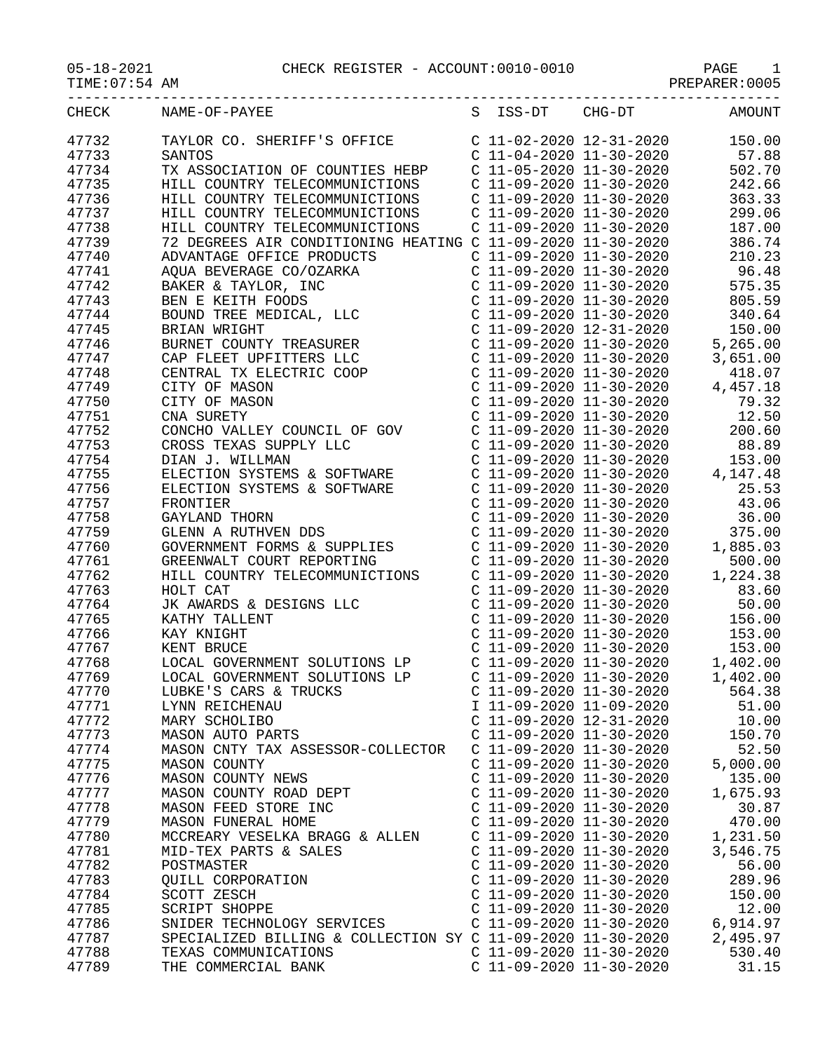05-18-2021 CHECK REGISTER - ACCOUNT:0010-0010

TIME:07:54 AM PREPARER:0005

| CHECK | NAME-OF-PAYEE | S | ISS-DT | CHG-DT | AMOUNT |
|---|---|---|---|---|---|
| 47732 | TAYLOR CO. SHERIFF'S OFFICE | C | 11-02-2020 | 12-31-2020 | 150.00 |
| 47733 | SANTOS | C | 11-04-2020 | 11-30-2020 | 57.88 |
| 47734 | TX ASSOCIATION OF COUNTIES HEBP | C | 11-05-2020 | 11-30-2020 | 502.70 |
| 47735 | HILL COUNTRY TELECOMMUNICTIONS | C | 11-09-2020 | 11-30-2020 | 242.66 |
| 47736 | HILL COUNTRY TELECOMMUNICTIONS | C | 11-09-2020 | 11-30-2020 | 363.33 |
| 47737 | HILL COUNTRY TELECOMMUNICTIONS | C | 11-09-2020 | 11-30-2020 | 299.06 |
| 47738 | HILL COUNTRY TELECOMMUNICTIONS | C | 11-09-2020 | 11-30-2020 | 187.00 |
| 47739 | 72 DEGREES AIR CONDITIONING HEATING | C | 11-09-2020 | 11-30-2020 | 386.74 |
| 47740 | ADVANTAGE OFFICE PRODUCTS | C | 11-09-2020 | 11-30-2020 | 210.23 |
| 47741 | AQUA BEVERAGE CO/OZARKA | C | 11-09-2020 | 11-30-2020 | 96.48 |
| 47742 | BAKER & TAYLOR, INC | C | 11-09-2020 | 11-30-2020 | 575.35 |
| 47743 | BEN E KEITH FOODS | C | 11-09-2020 | 11-30-2020 | 805.59 |
| 47744 | BOUND TREE MEDICAL, LLC | C | 11-09-2020 | 11-30-2020 | 340.64 |
| 47745 | BRIAN WRIGHT | C | 11-09-2020 | 12-31-2020 | 150.00 |
| 47746 | BURNET COUNTY TREASURER | C | 11-09-2020 | 11-30-2020 | 5,265.00 |
| 47747 | CAP FLEET UPFITTERS LLC | C | 11-09-2020 | 11-30-2020 | 3,651.00 |
| 47748 | CENTRAL TX ELECTRIC COOP | C | 11-09-2020 | 11-30-2020 | 418.07 |
| 47749 | CITY OF MASON | C | 11-09-2020 | 11-30-2020 | 4,457.18 |
| 47750 | CITY OF MASON | C | 11-09-2020 | 11-30-2020 | 79.32 |
| 47751 | CNA SURETY | C | 11-09-2020 | 11-30-2020 | 12.50 |
| 47752 | CONCHO VALLEY COUNCIL OF GOV | C | 11-09-2020 | 11-30-2020 | 200.60 |
| 47753 | CROSS TEXAS SUPPLY LLC | C | 11-09-2020 | 11-30-2020 | 88.89 |
| 47754 | DIAN J. WILLMAN | C | 11-09-2020 | 11-30-2020 | 153.00 |
| 47755 | ELECTION SYSTEMS & SOFTWARE | C | 11-09-2020 | 11-30-2020 | 4,147.48 |
| 47756 | ELECTION SYSTEMS & SOFTWARE | C | 11-09-2020 | 11-30-2020 | 25.53 |
| 47757 | FRONTIER | C | 11-09-2020 | 11-30-2020 | 43.06 |
| 47758 | GAYLAND THORN | C | 11-09-2020 | 11-30-2020 | 36.00 |
| 47759 | GLENN A RUTHVEN DDS | C | 11-09-2020 | 11-30-2020 | 375.00 |
| 47760 | GOVERNMENT FORMS & SUPPLIES | C | 11-09-2020 | 11-30-2020 | 1,885.03 |
| 47761 | GREENWALT COURT REPORTING | C | 11-09-2020 | 11-30-2020 | 500.00 |
| 47762 | HILL COUNTRY TELECOMMUNICTIONS | C | 11-09-2020 | 11-30-2020 | 1,224.38 |
| 47763 | HOLT CAT | C | 11-09-2020 | 11-30-2020 | 83.60 |
| 47764 | JK AWARDS & DESIGNS LLC | C | 11-09-2020 | 11-30-2020 | 50.00 |
| 47765 | KATHY TALLENT | C | 11-09-2020 | 11-30-2020 | 156.00 |
| 47766 | KAY KNIGHT | C | 11-09-2020 | 11-30-2020 | 153.00 |
| 47767 | KENT BRUCE | C | 11-09-2020 | 11-30-2020 | 153.00 |
| 47768 | LOCAL GOVERNMENT SOLUTIONS LP | C | 11-09-2020 | 11-30-2020 | 1,402.00 |
| 47769 | LOCAL GOVERNMENT SOLUTIONS LP | C | 11-09-2020 | 11-30-2020 | 1,402.00 |
| 47770 | LUBKE'S CARS & TRUCKS | C | 11-09-2020 | 11-30-2020 | 564.38 |
| 47771 | LYNN REICHENAU | I | 11-09-2020 | 11-09-2020 | 51.00 |
| 47772 | MARY SCHOLIBO | C | 11-09-2020 | 12-31-2020 | 10.00 |
| 47773 | MASON AUTO PARTS | C | 11-09-2020 | 11-30-2020 | 150.70 |
| 47774 | MASON CNTY TAX ASSESSOR-COLLECTOR | C | 11-09-2020 | 11-30-2020 | 52.50 |
| 47775 | MASON COUNTY | C | 11-09-2020 | 11-30-2020 | 5,000.00 |
| 47776 | MASON COUNTY NEWS | C | 11-09-2020 | 11-30-2020 | 135.00 |
| 47777 | MASON COUNTY ROAD DEPT | C | 11-09-2020 | 11-30-2020 | 1,675.93 |
| 47778 | MASON FEED STORE INC | C | 11-09-2020 | 11-30-2020 | 30.87 |
| 47779 | MASON FUNERAL HOME | C | 11-09-2020 | 11-30-2020 | 470.00 |
| 47780 | MCCREARY VESELKA BRAGG & ALLEN | C | 11-09-2020 | 11-30-2020 | 1,231.50 |
| 47781 | MID-TEX PARTS & SALES | C | 11-09-2020 | 11-30-2020 | 3,546.75 |
| 47782 | POSTMASTER | C | 11-09-2020 | 11-30-2020 | 56.00 |
| 47783 | QUILL CORPORATION | C | 11-09-2020 | 11-30-2020 | 289.96 |
| 47784 | SCOTT ZESCH | C | 11-09-2020 | 11-30-2020 | 150.00 |
| 47785 | SCRIPT SHOPPE | C | 11-09-2020 | 11-30-2020 | 12.00 |
| 47786 | SNIDER TECHNOLOGY SERVICES | C | 11-09-2020 | 11-30-2020 | 6,914.97 |
| 47787 | SPECIALIZED BILLING & COLLECTION SY | C | 11-09-2020 | 11-30-2020 | 2,495.97 |
| 47788 | TEXAS COMMUNICATIONS | C | 11-09-2020 | 11-30-2020 | 530.40 |
| 47789 | THE COMMERCIAL BANK | C | 11-09-2020 | 11-30-2020 | 31.15 |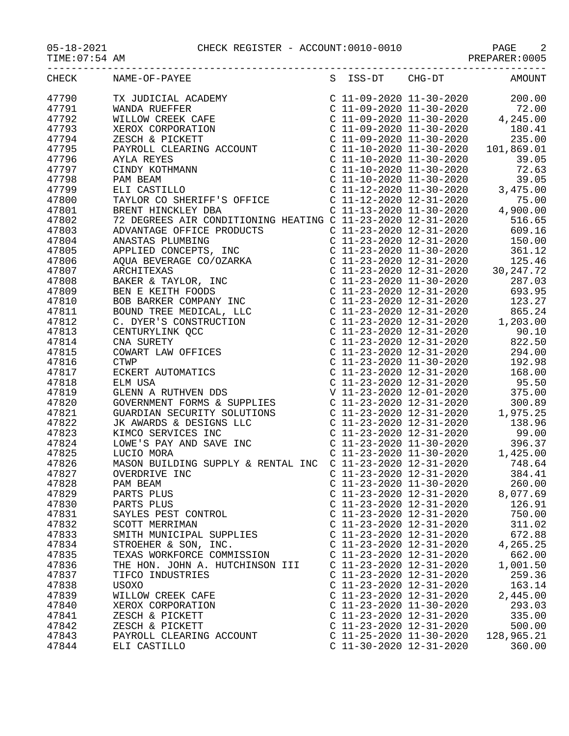05-18-2021 CHECK REGISTER - ACCOUNT:0010-0010

TIME:07:54 AM PREPARER:0005

| CHECK | NAME-OF-PAYEE | S | ISS-DT | CHG-DT | AMOUNT |
|---|---|---|---|---|---|
| 47790 | TX JUDICIAL ACADEMY | C | 11-09-2020 | 11-30-2020 | 200.00 |
| 47791 | WANDA RUEFFER | C | 11-09-2020 | 11-30-2020 | 72.00 |
| 47792 | WILLOW CREEK CAFE | C | 11-09-2020 | 11-30-2020 | 4,245.00 |
| 47793 | XEROX CORPORATION | C | 11-09-2020 | 11-30-2020 | 180.41 |
| 47794 | ZESCH & PICKETT | C | 11-09-2020 | 11-30-2020 | 235.00 |
| 47795 | PAYROLL CLEARING ACCOUNT | C | 11-10-2020 | 11-30-2020 | 101,869.01 |
| 47796 | AYLA REYES | C | 11-10-2020 | 11-30-2020 | 39.05 |
| 47797 | CINDY KOTHMANN | C | 11-10-2020 | 11-30-2020 | 72.63 |
| 47798 | PAM BEAM | C | 11-10-2020 | 11-30-2020 | 39.05 |
| 47799 | ELI CASTILLO | C | 11-12-2020 | 11-30-2020 | 3,475.00 |
| 47800 | TAYLOR CO SHERIFF'S OFFICE | C | 11-12-2020 | 12-31-2020 | 75.00 |
| 47801 | BRENT HINCKLEY DBA | C | 11-13-2020 | 11-30-2020 | 4,900.00 |
| 47802 | 72 DEGREES AIR CONDITIONING HEATING | C | 11-23-2020 | 12-31-2020 | 516.65 |
| 47803 | ADVANTAGE OFFICE PRODUCTS | C | 11-23-2020 | 12-31-2020 | 609.16 |
| 47804 | ANASTAS PLUMBING | C | 11-23-2020 | 12-31-2020 | 150.00 |
| 47805 | APPLIED CONCEPTS, INC | C | 11-23-2020 | 11-30-2020 | 361.12 |
| 47806 | AQUA BEVERAGE CO/OZARKA | C | 11-23-2020 | 12-31-2020 | 125.46 |
| 47807 | ARCHITEXAS | C | 11-23-2020 | 12-31-2020 | 30,247.72 |
| 47808 | BAKER & TAYLOR, INC | C | 11-23-2020 | 11-30-2020 | 287.03 |
| 47809 | BEN E KEITH FOODS | C | 11-23-2020 | 12-31-2020 | 693.95 |
| 47810 | BOB BARKER COMPANY INC | C | 11-23-2020 | 12-31-2020 | 123.27 |
| 47811 | BOUND TREE MEDICAL, LLC | C | 11-23-2020 | 12-31-2020 | 865.24 |
| 47812 | C. DYER'S CONSTRUCTION | C | 11-23-2020 | 12-31-2020 | 1,203.00 |
| 47813 | CENTURYLINK QCC | C | 11-23-2020 | 12-31-2020 | 90.10 |
| 47814 | CNA SURETY | C | 11-23-2020 | 12-31-2020 | 822.50 |
| 47815 | COWART LAW OFFICES | C | 11-23-2020 | 12-31-2020 | 294.00 |
| 47816 | CTWP | C | 11-23-2020 | 11-30-2020 | 192.98 |
| 47817 | ECKERT AUTOMATICS | C | 11-23-2020 | 12-31-2020 | 168.00 |
| 47818 | ELM USA | C | 11-23-2020 | 12-31-2020 | 95.50 |
| 47819 | GLENN A RUTHVEN DDS | V | 11-23-2020 | 12-01-2020 | 375.00 |
| 47820 | GOVERNMENT FORMS & SUPPLIES | C | 11-23-2020 | 12-31-2020 | 300.89 |
| 47821 | GUARDIAN SECURITY SOLUTIONS | C | 11-23-2020 | 12-31-2020 | 1,975.25 |
| 47822 | JK AWARDS & DESIGNS LLC | C | 11-23-2020 | 12-31-2020 | 138.96 |
| 47823 | KIMCO SERVICES INC | C | 11-23-2020 | 12-31-2020 | 99.00 |
| 47824 | LOWE'S PAY AND SAVE INC | C | 11-23-2020 | 11-30-2020 | 396.37 |
| 47825 | LUCIO MORA | C | 11-23-2020 | 11-30-2020 | 1,425.00 |
| 47826 | MASON BUILDING SUPPLY & RENTAL INC | C | 11-23-2020 | 12-31-2020 | 748.64 |
| 47827 | OVERDRIVE INC | C | 11-23-2020 | 12-31-2020 | 384.41 |
| 47828 | PAM BEAM | C | 11-23-2020 | 11-30-2020 | 260.00 |
| 47829 | PARTS PLUS | C | 11-23-2020 | 12-31-2020 | 8,077.69 |
| 47830 | PARTS PLUS | C | 11-23-2020 | 12-31-2020 | 126.91 |
| 47831 | SAYLES PEST CONTROL | C | 11-23-2020 | 12-31-2020 | 750.00 |
| 47832 | SCOTT MERRIMAN | C | 11-23-2020 | 12-31-2020 | 311.02 |
| 47833 | SMITH MUNICIPAL SUPPLIES | C | 11-23-2020 | 12-31-2020 | 672.88 |
| 47834 | STROEHER & SON, INC. | C | 11-23-2020 | 12-31-2020 | 4,265.25 |
| 47835 | TEXAS WORKFORCE COMMISSION | C | 11-23-2020 | 12-31-2020 | 662.00 |
| 47836 | THE HON. JOHN A. HUTCHINSON III | C | 11-23-2020 | 12-31-2020 | 1,001.50 |
| 47837 | TIFCO INDUSTRIES | C | 11-23-2020 | 12-31-2020 | 259.36 |
| 47838 | USOXO | C | 11-23-2020 | 12-31-2020 | 163.14 |
| 47839 | WILLOW CREEK CAFE | C | 11-23-2020 | 12-31-2020 | 2,445.00 |
| 47840 | XEROX CORPORATION | C | 11-23-2020 | 11-30-2020 | 293.03 |
| 47841 | ZESCH & PICKETT | C | 11-23-2020 | 12-31-2020 | 335.00 |
| 47842 | ZESCH & PICKETT | C | 11-23-2020 | 12-31-2020 | 500.00 |
| 47843 | PAYROLL CLEARING ACCOUNT | C | 11-25-2020 | 11-30-2020 | 128,965.21 |
| 47844 | ELI CASTILLO | C | 11-30-2020 | 12-31-2020 | 360.00 |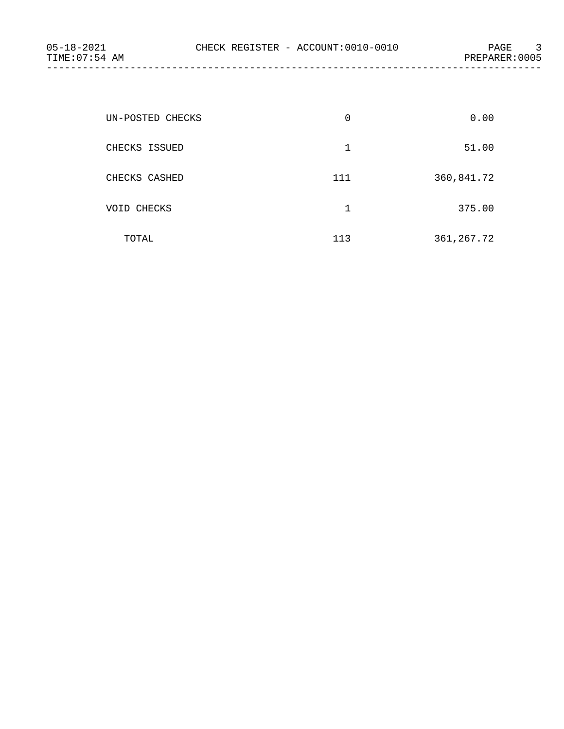| | | |
|---|---|---|
| UN-POSTED CHECKS | 0 | 0.00 |
| CHECKS ISSUED | 1 | 51.00 |
| CHECKS CASHED | 111 | 360,841.72 |
| VOID CHECKS | 1 | 375.00 |
| TOTAL | 113 | 361,267.72 |